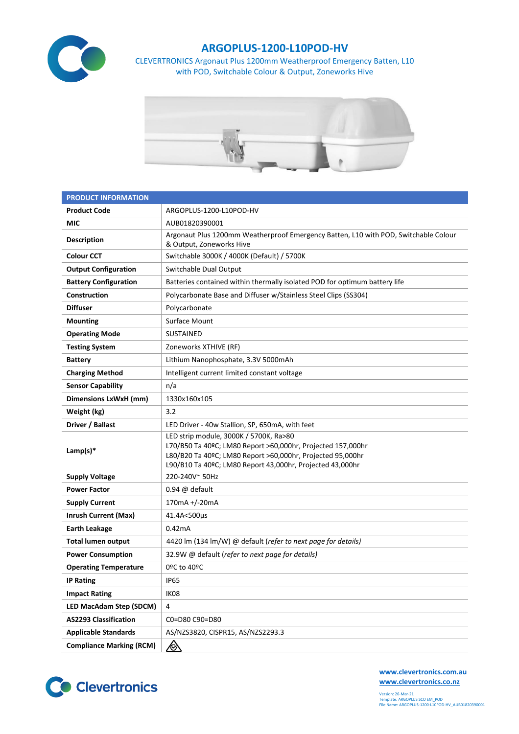# ARGOPLUS-1200-L10POD-HV

CLEVERTRONICS Argonaut Plus 1200mm Weatherproof Emergency Batten, L10 with POD, Switchable Colour & Output, Zoneworks Hive

| PRODUCT INFORMATION | |
|---|---|
| **Product Code** | ARGOPLUS-1200-L10POD-HV |
| **MIC** | AUB01820390001 |
| **Description** | Argonaut Plus 1200mm Weatherproof Emergency Batten, L10 with POD, Switchable Colour & Output, Zoneworks Hive |
| **Colour CCT** | Switchable 3000K / 4000K (Default) / 5700K |
| **Output Configuration** | Switchable Dual Output |
| **Battery Configuration** | Batteries contained within thermally isolated POD for optimum battery life |
| **Construction** | Polycarbonate Base and Diffuser w/Stainless Steel Clips (SS304) |
| **Diffuser** | Polycarbonate |
| **Mounting** | Surface Mount |
| **Operating Mode** | SUSTAINED |
| **Testing System** | Zoneworks XTHIVE (RF) |
| **Battery** | Lithium Nanophosphate, 3.3V 5000mAh |
| **Charging Method** | Intelligent current limited constant voltage |
| **Sensor Capability** | n/a |
| **Dimensions LxWxH (mm)** | 1330x160x105 |
| **Weight (kg)** | 3.2 |
| **Driver / Ballast** | LED Driver - 40w Stallion, SP, 650mA, with feet |
| **Lamp(s)*** | LED strip module, 3000K / 5700K, Ra>80<br>L70/B50 Ta 40ºC; LM80 Report >60,000hr, Projected 157,000hr<br>L80/B20 Ta 40ºC; LM80 Report >60,000hr, Projected 95,000hr<br>L90/B10 Ta 40ºC; LM80 Report 43,000hr, Projected 43,000hr |
| **Supply Voltage** | 220-240V~ 50Hz |
| **Power Factor** | 0.94 @ default |
| **Supply Current** | 170mA +/-20mA |
| **Inrush Current (Max)** | 41.4A<500µs |
| **Earth Leakage** | 0.42mA |
| **Total lumen output** | 4420 lm (134 lm/W) @ default (*refer to next page for details)* |
| **Power Consumption** | 32.9W @ default (*refer to next page for details)* |
| **Operating Temperature** | 0ºC to 40ºC |
| **IP Rating** | IP65 |
| **Impact Rating** | IK08 |
| **LED MacAdam Step (SDCM)** | 4 |
| **AS2293 Classification** | C0=D80 C90=D80 |
| **Applicable Standards** | AS/NZS3820, CISPR15, AS/NZS2293.3 |
| **Compliance Marking (RCM)** | |

Clevertronics

www.clevertronics.com.au
www.clevertronics.co.nz

Version: 26-Mar-21
Template: ARGOPLUS SCO EM_POD
File Name: ARGOPLUS-1200-L10POD-HV_AUB01820390001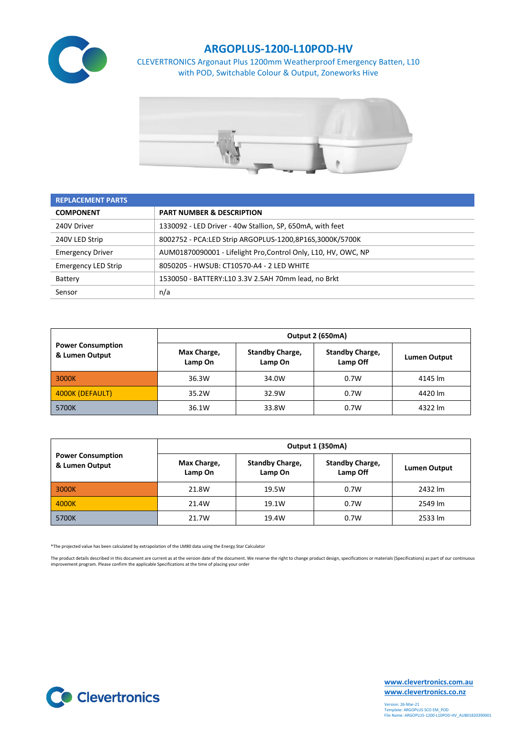# ARGOPLUS-1200-L10POD-HV

CLEVERTRONICS Argonaut Plus 1200mm Weatherproof Emergency Batten, L10 with POD, Switchable Colour & Output, Zoneworks Hive

| REPLACEMENT PARTS | |
|---|---|
| **COMPONENT** | **PART NUMBER & DESCRIPTION** |
| 240V Driver | 1330092 - LED Driver - 40w Stallion, SP, 650mA, with feet |
| 240V LED Strip | 8002752 - PCA:LED Strip ARGOPLUS-1200,8P16S,3000K/5700K |
| Emergency Driver | AUM01870090001 - Lifelight Pro,Control Only, L10, HV, OWC, NP |
| Emergency LED Strip | 8050205 - HWSUB: CT10570-A4 - 2 LED WHITE |
| Battery | 1530050 - BATTERY:L10 3.3V 2.5AH 70mm lead, no Brkt |
| Sensor | n/a |

| Power Consumption & Lumen Output | Output 2 (650mA) | | | |
|---|---|---|---|---|
| | **Max Charge, Lamp On** | **Standby Charge, Lamp On** | **Standby Charge, Lamp Off** | **Lumen Output** |
| 3000K | 36.3W | 34.0W | 0.7W | 4145 lm |
| 4000K (DEFAULT) | 35.2W | 32.9W | 0.7W | 4420 lm |
| 5700K | 36.1W | 33.8W | 0.7W | 4322 lm |

| Power Consumption & Lumen Output | Output 1 (350mA) | | | |
|---|---|---|---|---|
| | **Max Charge, Lamp On** | **Standby Charge, Lamp On** | **Standby Charge, Lamp Off** | **Lumen Output** |
| 3000K | 21.8W | 19.5W | 0.7W | 2432 lm |
| 4000K | 21.4W | 19.1W | 0.7W | 2549 lm |
| 5700K | 21.7W | 19.4W | 0.7W | 2533 lm |

*The projected value has been calculated by extrapolation of the LM80 data using the Energy Star Calculator

The product details described in this document are current as at the version date of the document. We reserve the right to change product design, specifications or materials (Specifications) as part of our continuous improvement program. Please confirm the applicable Specifications at the time of placing your order

Clevertronics

www.clevertronics.com.au
www.clevertronics.co.nz

Version: 26-Mar-21
Template: ARGOPLUS SCO EM_POD
File Name: ARGOPLUS-1200-L10POD-HV_AU801820390001